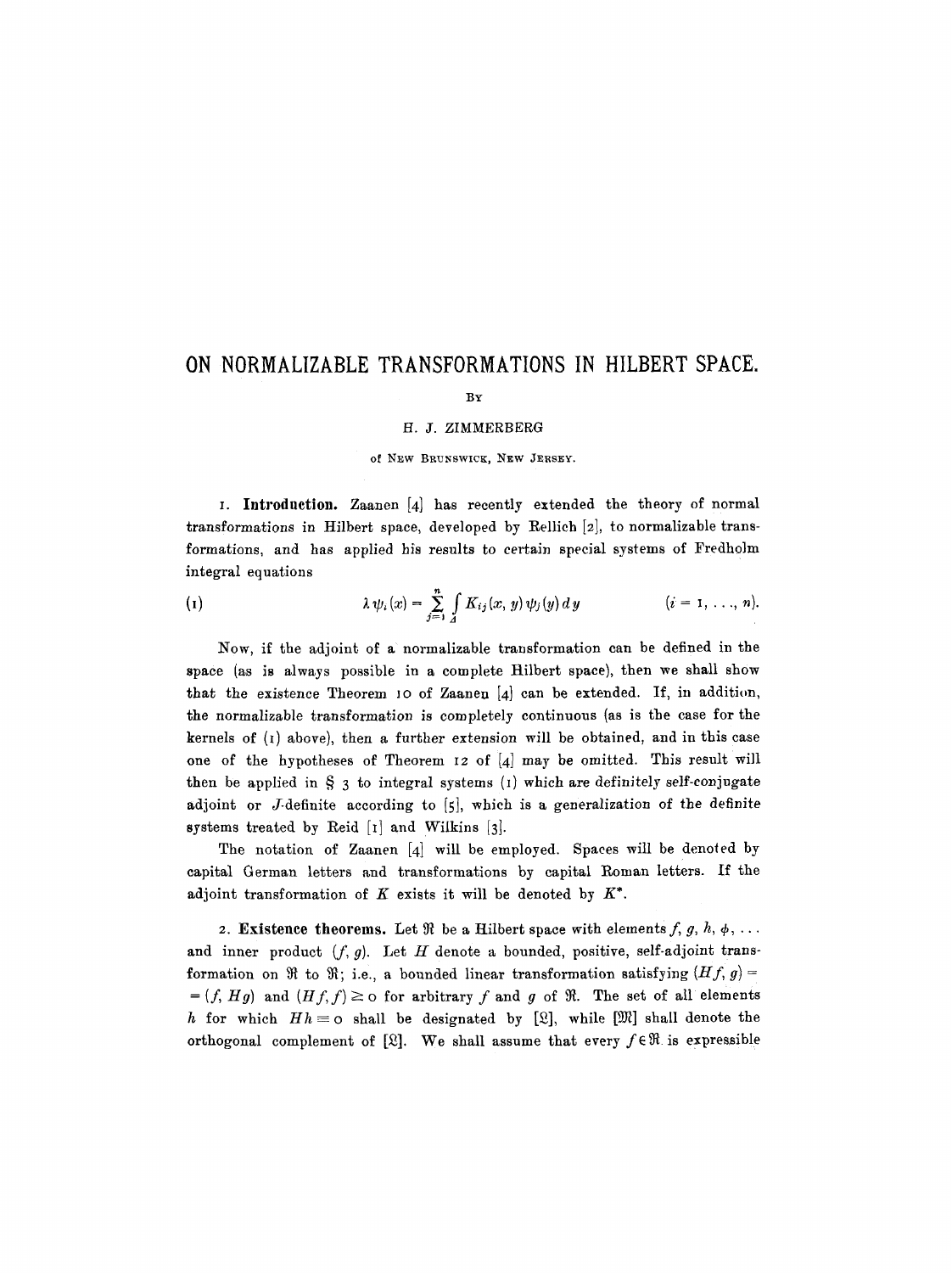# ON NORMALIZABLE TRANSFORMATIONS IN HILBERT SPACE.

BY

H. J. ZIMMERBERG

of NEW BRUNSWICK, NEW JERSEY.

1. **Introduction.** Zaanen [4] has recently extended the theory of normal transformations in Hilbert space, developed by Rellich [2], to normalizable transformations, and has applied his results to certain special systems of Fredholm integral equations

$$\lambda \psi_i(x) = \sum_{j=1}^{n} \int_{\Delta} K_{ij}(x, y) \psi_j(y) \, dy \qquad (i = 1, \ldots, n). \tag{1}$$

Now, if the adjoint of a normalizable transformation can be defined in the space (as is always possible in a complete Hilbert space), then we shall show that the existence Theorem 10 of Zaanen [4] can be extended. If, in addition, the normalizable transformation is completely continuous (as is the case for the kernels of (1) above), then a further extension will be obtained, and in this case one of the hypotheses of Theorem 12 of [4] may be omitted. This result will then be applied in § 3 to integral systems (1) which are definitely self-conjugate adjoint or $J$-definite according to [5], which is a generalization of the definite systems treated by Reid [1] and Wilkins [3].

The notation of Zaanen [4] will be employed. Spaces will be denoted by capital German letters and transformations by capital Roman letters. If the adjoint transformation of $K$ exists it will be denoted by $K^*$.

2. **Existence theorems.** Let $\mathfrak{R}$ be a Hilbert space with elements $f, g, h, \phi, \ldots$ and inner product $(f, g)$. Let $H$ denote a bounded, positive, self-adjoint transformation on $\mathfrak{R}$ to $\mathfrak{R}$; i.e., a bounded linear transformation satisfying $(Hf, g) = (f, Hg)$ and $(Hf, f) \geq 0$ for arbitrary $f$ and $g$ of $\mathfrak{R}$. The set of all elements $h$ for which $Hh = 0$ shall be designated by $[\mathfrak{L}]$, while $[\mathfrak{M}]$ shall denote the orthogonal complement of $[\mathfrak{L}]$. We shall assume that every $f \in \mathfrak{R}$ is expressible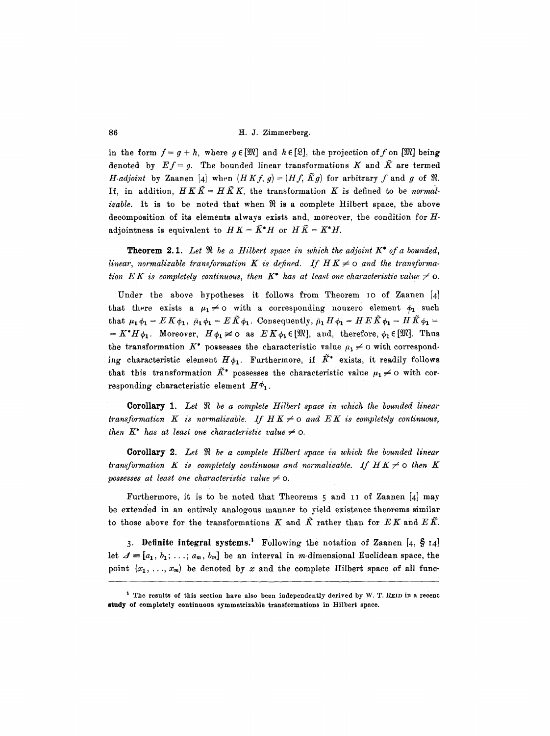in the form $f = g + h$, where $g \in [\mathfrak{M}]$ and $h \in [\mathfrak{L}]$, the projection of $f$ on $[\mathfrak{M}]$ being denoted by $Ef = g$. The bounded linear transformations $K$ and $\tilde{K}$ are termed *H-adjoint* by Zaanen [4] when $(HKf, g) = (Hf, \tilde{K}g)$ for arbitrary $f$ and $g$ of $\mathfrak{R}$. If, in addition, $HK\tilde{K} = H\tilde{K}K$, the transformation $K$ is defined to be *normalizable*. It is to be noted that when $\mathfrak{R}$ is a complete Hilbert space, the above decomposition of its elements always exists and, moreover, the condition for $H$-adjointness is equivalent to $HK = \tilde{K}^* H$ or $H\tilde{K} = K^* H$.

**Theorem 2.1.** *Let $\mathfrak{R}$ be a Hilbert space in which the adjoint $K^*$ of a bounded, linear, normalizable transformation $K$ is defined. If $HK \neq 0$ and the transformation $EK$ is completely continuous, then $K^*$ has at least one characteristic value $\neq 0$.*

Under the above hypotheses it follows from Theorem 10 of Zaanen [4] that there exists a $\mu_1 \neq 0$ with a corresponding nonzero element $\phi_1$ such that $\mu_1 \phi_1 = EK\phi_1$, $\bar{\mu}_1 \phi_1 = E\tilde{K}\phi_1$. Consequently, $\bar{\mu}_1 H\phi_1 = HE\tilde{K}\phi_1 = H\tilde{K}\phi_1 = K^* H\phi_1$. Moreover, $H\phi_1 \not\equiv 0$ as $EK\phi_1 \in [\mathfrak{M}]$, and, therefore, $\phi_1 \in [\mathfrak{M}]$. Thus the transformation $K^*$ possesses the characteristic value $\bar{\mu}_1 \neq 0$ with corresponding characteristic element $H\phi_1$. Furthermore, if $\tilde{K}^*$ exists, it readily follows that this transformation $\tilde{K}^*$ possesses the characteristic value $\mu_1 \neq 0$ with corresponding characteristic element $H\phi_1$.

**Corollary 1.** *Let $\mathfrak{R}$ be a complete Hilbert space in which the bounded linear transformation $K$ is normalizable. If $HK \neq 0$ and $EK$ is completely continuous, then $K^*$ has at least one characteristic value $\neq 0$.*

**Corollary 2.** *Let $\mathfrak{R}$ be a complete Hilbert space in which the bounded linear transformation $K$ is completely continuous and normalizable. If $HK \neq 0$ then $K$ possesses at least one characteristic value $\neq 0$.*

Furthermore, it is to be noted that Theorems 5 and 11 of Zaanen [4] may be extended in an entirely analogous manner to yield existence theorems similar to those above for the transformations $K$ and $\tilde{K}$ rather than for $EK$ and $E\tilde{K}$.

3. **Definite integral systems.**[1] Following the notation of Zaanen [4, § 14] let $\Delta \equiv [a_1, b_1; \ldots; a_m, b_m]$ be an interval in $m$-dimensional Euclidean space, the point $(x_1, \ldots, x_m)$ be denoted by $x$ and the complete Hilbert space of all func-

[1] The results of this section have also been independently derived by W. T. Reid in a recent study of completely continuous symmetrizable transformations in Hilbert space.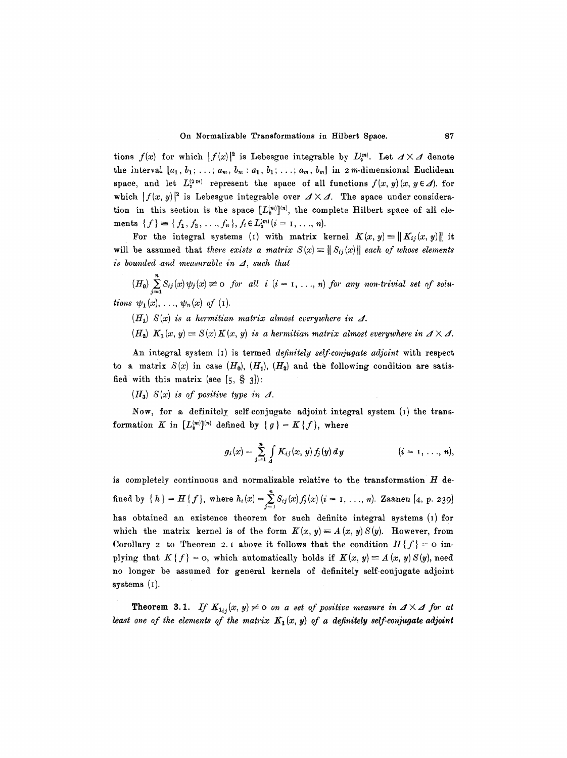tions $f(x)$ for which $|f(x)|^2$ is Lebesgue integrable by $L_2^{(m)}$. Let $\Delta \times \Delta$ denote the interval $[a_1, b_1; \ldots; a_m, b_m : a_1, b_1; \ldots; a_m, b_m]$ in $2m$-dimensional Euclidean space, and let $L_2^{(2m)}$ represent the space of all functions $f(x, y)\,(x, y \in \Delta)$, for which $|f(x, y)|^2$ is Lebesgue integrable over $\Delta \times \Delta$. The space under consideration in this section is the space $[L_2^{(m)}]^{(n)}$, the complete Hilbert space of all elements $\{f\} \equiv \{f_1, f_2, \ldots, f_n\}$, $f_i \in L_2^{(m)}\,(i = 1, \ldots, n)$.

For the integral systems (1) with matrix kernel $K(x, y) \equiv \| K_{ij}(x, y) \|$ it will be assumed that *there exists a matrix $S(x) \equiv \| S_{ij}(x) \|$ each of whose elements is bounded and measurable in $\Delta$, such that*

($H_0$) $\sum_{j=1}^{n} S_{ij}(x)\psi_j(x) \not\equiv 0$ *for all $i$ $(i = 1, \ldots, n)$ for any non-trivial set of solutions $\psi_1(x), \ldots, \psi_n(x)$ of* (1).

($H_1$) *$S(x)$ is a hermitian matrix almost everywhere in $\Delta$.*

($H_2$) *$K_1(x, y) \equiv S(x) K(x, y)$ is a hermitian matrix almost everywhere in $\Delta \times \Delta$.*

An integral system (1) is termed *definitely self-conjugate adjoint* with respect to a matrix $S(x)$ in case ($H_0$), ($H_1$), ($H_2$) and the following condition are satisfied with this matrix (see [5, § 3]):

($H_3$) *$S(x)$ is of positive type in $\Delta$.*

Now, for a definitely self-conjugate adjoint integral system (1) the transformation $K$ in $[L_2^{(m)}]^{(n)}$ defined by $\{g\} = K\{f\}$, where

$$g_i(x) = \sum_{j=1}^{n} \int_{\Delta} K_{ij}(x, y) f_j(y)\, dy \qquad (i = 1, \ldots, n),$$

is completely continuous and normalizable relative to the transformation $H$ defined by $\{h\} = H\{f\}$, where $h_i(x) = \sum_{j=1}^{n} S_{ij}(x) f_j(x)\; (i = 1, \ldots, n)$. Zaanen [4, p. 239] has obtained an existence theorem for such definite integral systems (1) for which the matrix kernel is of the form $K(x, y) \equiv A(x, y) S(y)$. However, from Corollary 2 to Theorem 2.1 above it follows that the condition $H\{f\} = 0$ implying that $K\{f\} = 0$, which automatically holds if $K(x, y) \equiv A(x, y) S(y)$, need no longer be assumed for general kernels of definitely self-conjugate adjoint systems (1).

**Theorem 3.1.** *If $K_{1_{ij}}(x, y) \neq 0$ on a set of positive measure in $\Delta \times \Delta$ for at least one of the elements of the matrix $K_1(x, y)$ of a definitely self-conjugate adjoint*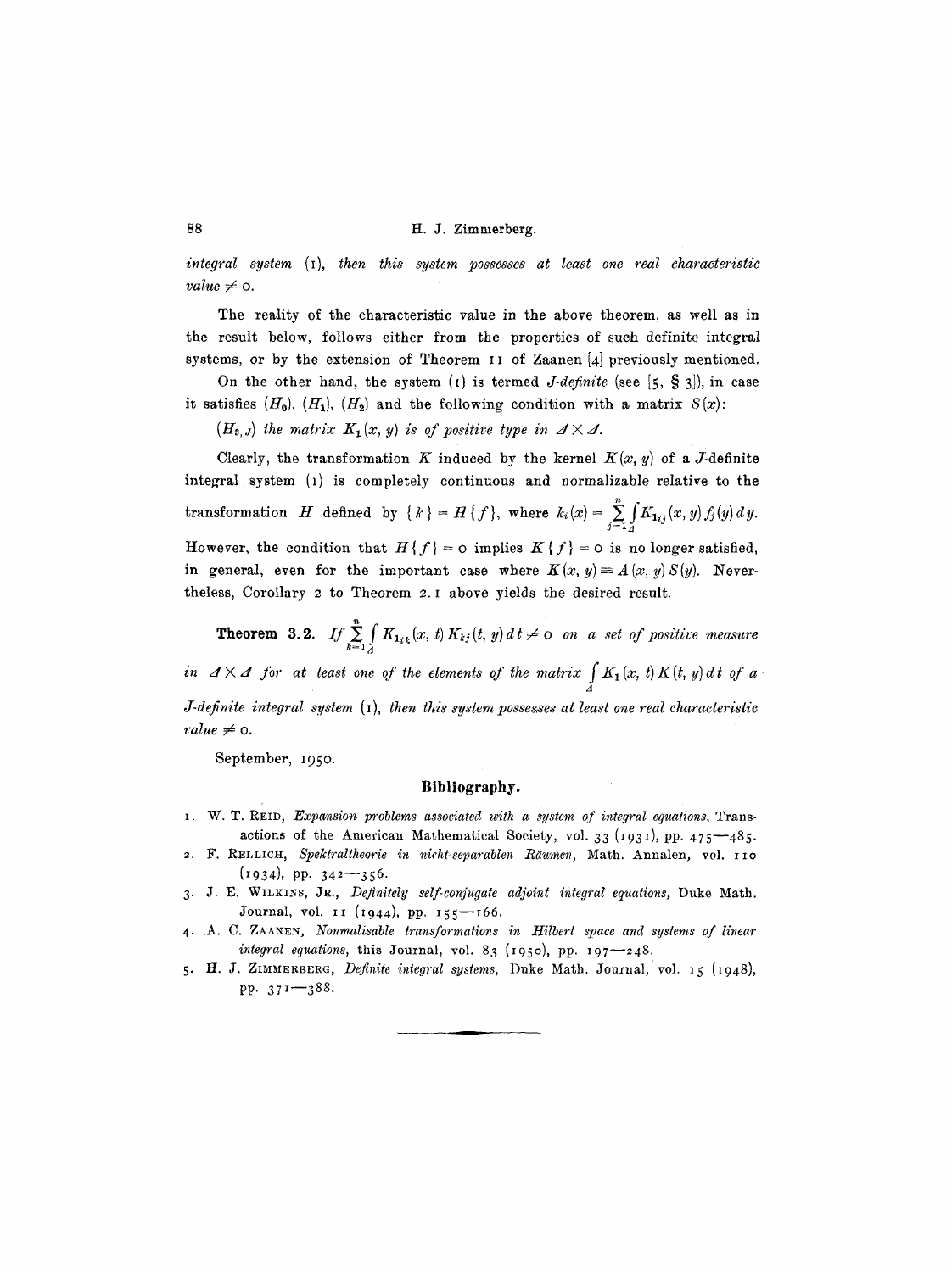*integral system* (1), *then this system possesses at least one real characteristic value* $\neq 0$.

The reality of the characteristic value in the above theorem, as well as in the result below, follows either from the properties of such definite integral systems, or by the extension of Theorem 11 of Zaanen [4] previously mentioned.

On the other hand, the system (1) is termed *J-definite* (see [5, § 3]), in case it satisfies $(H_0)$, $(H_1)$, $(H_2)$ and the following condition with a matrix $S(x)$:

$(H_{3,J})$ *the matrix* $K_1(x, y)$ *is of positive type in* $\Delta \times \Delta$.

Clearly, the transformation $K$ induced by the kernel $K(x, y)$ of a $J$-definite integral system (1) is completely continuous and normalizable relative to the transformation $H$ defined by $\{k\} = H\{f\}$, where $k_i(x) = \sum_{j=1}^{n} \int_{\Delta} K_{1_{ij}}(x, y) f_j(y)\, dy$. However, the condition that $H\{f\} = 0$ implies $K\{f\} = 0$ is no longer satisfied, in general, even for the important case where $K(x, y) \equiv A(x, y) S(y)$. Nevertheless, Corollary 2 to Theorem 2.1 above yields the desired result.

**Theorem 3.2.** *If* $\sum_{k=1}^{n} \int_{\Delta} K_{1_{ik}}(x, t) K_{kj}(t, y)\, dt \neq 0$ *on a set of positive measure in* $\Delta \times \Delta$ *for at least one of the elements of the matrix* $\int_{\Delta} K_1(x, t) K(t, y)\, dt$ *of a J-definite integral system* (1), *then this system possesses at least one real characteristic value* $\neq 0$.

September, 1950.

## Bibliography.

1. W. T. Reid, *Expansion problems associated with a system of integral equations*, Transactions of the American Mathematical Society, vol. 33 (1931), pp. 475—485.
2. F. Rellich, *Spektraltheorie in nicht-separablen Räumen*, Math. Annalen, vol. 110 (1934), pp. 342—356.
3. J. E. Wilkins, Jr., *Definitely self-conjugate adjoint integral equations*, Duke Math. Journal, vol. 11 (1944), pp. 155—166.
4. A. C. Zaanen, *Normalisable transformations in Hilbert space and systems of linear integral equations*, this Journal, vol. 83 (1950), pp. 197—248.
5. H. J. Zimmerberg, *Definite integral systems*, Duke Math. Journal, vol. 15 (1948), pp. 371—388.